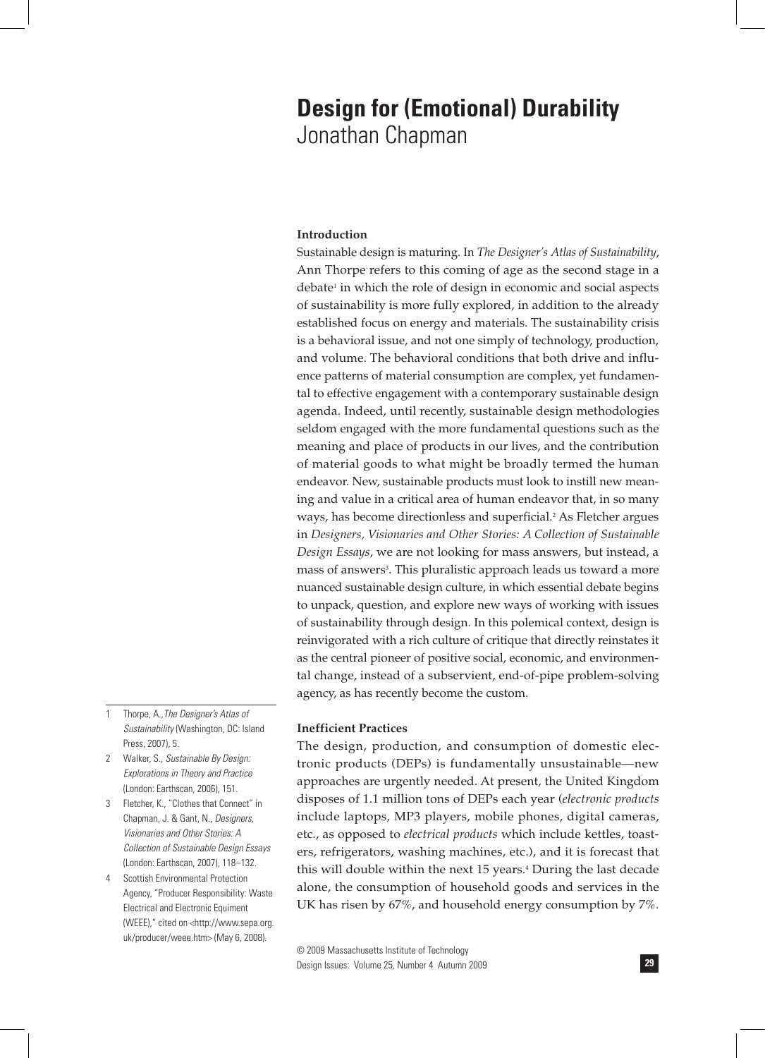# Design for (Emotional) Durability

Jonathan Chapman

## Introduction

Sustainable design is maturing. In *The Designer's Atlas of Sustainability*, Ann Thorpe refers to this coming of age as the second stage in a debate[1] in which the role of design in economic and social aspects of sustainability is more fully explored, in addition to the already established focus on energy and materials. The sustainability crisis is a behavioral issue, and not one simply of technology, production, and volume. The behavioral conditions that both drive and influence patterns of material consumption are complex, yet fundamental to effective engagement with a contemporary sustainable design agenda. Indeed, until recently, sustainable design methodologies seldom engaged with the more fundamental questions such as the meaning and place of products in our lives, and the contribution of material goods to what might be broadly termed the human endeavor. New, sustainable products must look to instill new meaning and value in a critical area of human endeavor that, in so many ways, has become directionless and superficial.[2] As Fletcher argues in *Designers, Visionaries and Other Stories: A Collection of Sustainable Design Essays*, we are not looking for mass answers, but instead, a mass of answers[3]. This pluralistic approach leads us toward a more nuanced sustainable design culture, in which essential debate begins to unpack, question, and explore new ways of working with issues of sustainability through design. In this polemical context, design is reinvigorated with a rich culture of critique that directly reinstates it as the central pioneer of positive social, economic, and environmental change, instead of a subservient, end-of-pipe problem-solving agency, as has recently become the custom.

## Inefficient Practices

The design, production, and consumption of domestic electronic products (DEPs) is fundamentally unsustainable—new approaches are urgently needed. At present, the United Kingdom disposes of 1.1 million tons of DEPs each year (*electronic products* include laptops, MP3 players, mobile phones, digital cameras, etc., as opposed to *electrical products* which include kettles, toasters, refrigerators, washing machines, etc.), and it is forecast that this will double within the next 15 years.[4] During the last decade alone, the consumption of household goods and services in the UK has risen by 67%, and household energy consumption by 7%.

1. Thorpe, A., *The Designer's Atlas of Sustainability* (Washington, DC: Island Press, 2007), 5.
2. Walker, S., *Sustainable By Design: Explorations in Theory and Practice* (London: Earthscan, 2006), 151.
3. Fletcher, K., "Clothes that Connect" in Chapman, J. & Gant, N., *Designers, Visionaries and Other Stories: A Collection of Sustainable Design Essays* (London: Earthscan, 2007), 118–132.
4. Scottish Environmental Protection Agency, "Producer Responsibility: Waste Electrical and Electronic Equiment (WEEE)," cited on <http://www.sepa.org.uk/producer/weee.htm> (May 6, 2008).

© 2009 Massachusetts Institute of Technology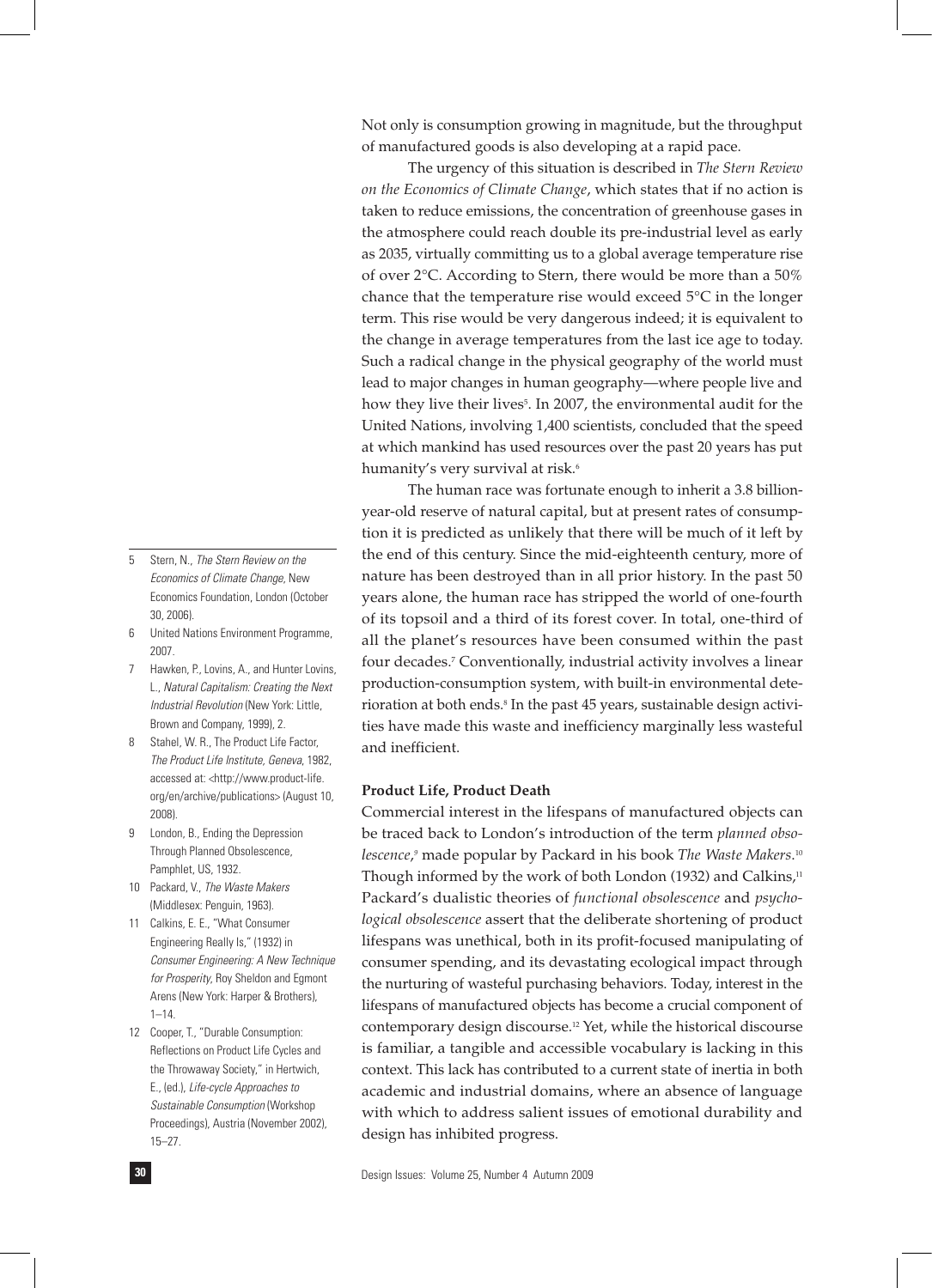Not only is consumption growing in magnitude, but the throughput of manufactured goods is also developing at a rapid pace.

The urgency of this situation is described in *The Stern Review on the Economics of Climate Change*, which states that if no action is taken to reduce emissions, the concentration of greenhouse gases in the atmosphere could reach double its pre-industrial level as early as 2035, virtually committing us to a global average temperature rise of over 2°C. According to Stern, there would be more than a 50% chance that the temperature rise would exceed 5°C in the longer term. This rise would be very dangerous indeed; it is equivalent to the change in average temperatures from the last ice age to today. Such a radical change in the physical geography of the world must lead to major changes in human geography—where people live and how they live their lives[5]. In 2007, the environmental audit for the United Nations, involving 1,400 scientists, concluded that the speed at which mankind has used resources over the past 20 years has put humanity's very survival at risk.[6]

The human race was fortunate enough to inherit a 3.8 billion-year-old reserve of natural capital, but at present rates of consumption it is predicted as unlikely that there will be much of it left by the end of this century. Since the mid-eighteenth century, more of nature has been destroyed than in all prior history. In the past 50 years alone, the human race has stripped the world of one-fourth of its topsoil and a third of its forest cover. In total, one-third of all the planet's resources have been consumed within the past four decades.[7] Conventionally, industrial activity involves a linear production-consumption system, with built-in environmental deterioration at both ends.[8] In the past 45 years, sustainable design activities have made this waste and inefficiency marginally less wasteful and inefficient.

**Product Life, Product Death**

Commercial interest in the lifespans of manufactured objects can be traced back to London's introduction of the term *planned obsolescence*,[9] made popular by Packard in his book *The Waste Makers*.[10] Though informed by the work of both London (1932) and Calkins,[11] Packard's dualistic theories of *functional obsolescence* and *psychological obsolescence* assert that the deliberate shortening of product lifespans was unethical, both in its profit-focused manipulating of consumer spending, and its devastating ecological impact through the nurturing of wasteful purchasing behaviors. Today, interest in the lifespans of manufactured objects has become a crucial component of contemporary design discourse.[12] Yet, while the historical discourse is familiar, a tangible and accessible vocabulary is lacking in this context. This lack has contributed to a current state of inertia in both academic and industrial domains, where an absence of language with which to address salient issues of emotional durability and design has inhibited progress.

---

5 Stern, N., *The Stern Review on the Economics of Climate Change,* New Economics Foundation, London (October 30, 2006).

6 United Nations Environment Programme, 2007.

7 Hawken, P., Lovins, A., and Hunter Lovins, L., *Natural Capitalism: Creating the Next Industrial Revolution* (New York: Little, Brown and Company, 1999), 2.

8 Stahel, W. R., The Product Life Factor, *The Product Life Institute, Geneva*, 1982, accessed at: <http://www.product-life.org/en/archive/publications> (August 10, 2008).

9 London, B., Ending the Depression Through Planned Obsolescence, Pamphlet, US, 1932.

10 Packard, V., *The Waste Makers* (Middlesex: Penguin, 1963).

11 Calkins, E. E., "What Consumer Engineering Really Is," (1932) in *Consumer Engineering: A New Technique for Prosperity*, Roy Sheldon and Egmont Arens (New York: Harper & Brothers), 1–14.

12 Cooper, T., "Durable Consumption: Reflections on Product Life Cycles and the Throwaway Society," in Hertwich, E., (ed.), *Life-cycle Approaches to Sustainable Consumption* (Workshop Proceedings), Austria (November 2002), 15–27.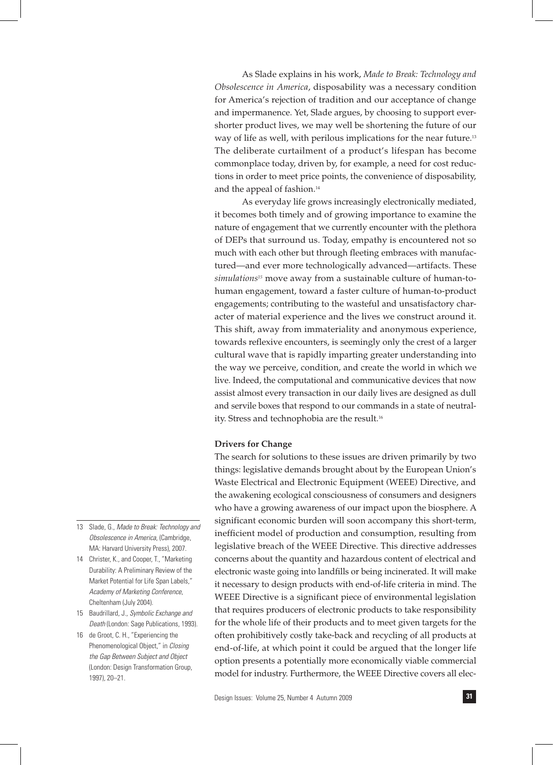As Slade explains in his work, *Made to Break: Technology and Obsolescence in America*, disposability was a necessary condition for America's rejection of tradition and our acceptance of change and impermanence. Yet, Slade argues, by choosing to support ever-shorter product lives, we may well be shortening the future of our way of life as well, with perilous implications for the near future.[13] The deliberate curtailment of a product's lifespan has become commonplace today, driven by, for example, a need for cost reductions in order to meet price points, the convenience of disposability, and the appeal of fashion.[14]

As everyday life grows increasingly electronically mediated, it becomes both timely and of growing importance to examine the nature of engagement that we currently encounter with the plethora of DEPs that surround us. Today, empathy is encountered not so much with each other but through fleeting embraces with manufactured—and ever more technologically advanced—artifacts. These *simulations*[15] move away from a sustainable culture of human-to-human engagement, toward a faster culture of human-to-product engagements; contributing to the wasteful and unsatisfactory character of material experience and the lives we construct around it. This shift, away from immateriality and anonymous experience, towards reflexive encounters, is seemingly only the crest of a larger cultural wave that is rapidly imparting greater understanding into the way we perceive, condition, and create the world in which we live. Indeed, the computational and communicative devices that now assist almost every transaction in our daily lives are designed as dull and servile boxes that respond to our commands in a state of neutrality. Stress and technophobia are the result.[16]

**Drivers for Change**

The search for solutions to these issues are driven primarily by two things: legislative demands brought about by the European Union's Waste Electrical and Electronic Equipment (WEEE) Directive, and the awakening ecological consciousness of consumers and designers who have a growing awareness of our impact upon the biosphere. A significant economic burden will soon accompany this short-term, inefficient model of production and consumption, resulting from legislative breach of the WEEE Directive. This directive addresses concerns about the quantity and hazardous content of electrical and electronic waste going into landfills or being incinerated. It will make it necessary to design products with end-of-life criteria in mind. The WEEE Directive is a significant piece of environmental legislation that requires producers of electronic products to take responsibility for the whole life of their products and to meet given targets for the often prohibitively costly take-back and recycling of all products at end-of-life, at which point it could be argued that the longer life option presents a potentially more economically viable commercial model for industry. Furthermore, the WEEE Directive covers all elec-

13 Slade, G., *Made to Break: Technology and Obsolescence in America*, (Cambridge, MA: Harvard University Press), 2007.

14 Christer, K., and Cooper, T., "Marketing Durability: A Preliminary Review of the Market Potential for Life Span Labels," *Academy of Marketing Conference*, Cheltenham (July 2004).

15 Baudrillard, J., *Symbolic Exchange and Death* (London: Sage Publications, 1993).

16 de Groot, C. H., "Experiencing the Phenomenological Object," in *Closing the Gap Between Subject and Object* (London: Design Transformation Group, 1997), 20–21.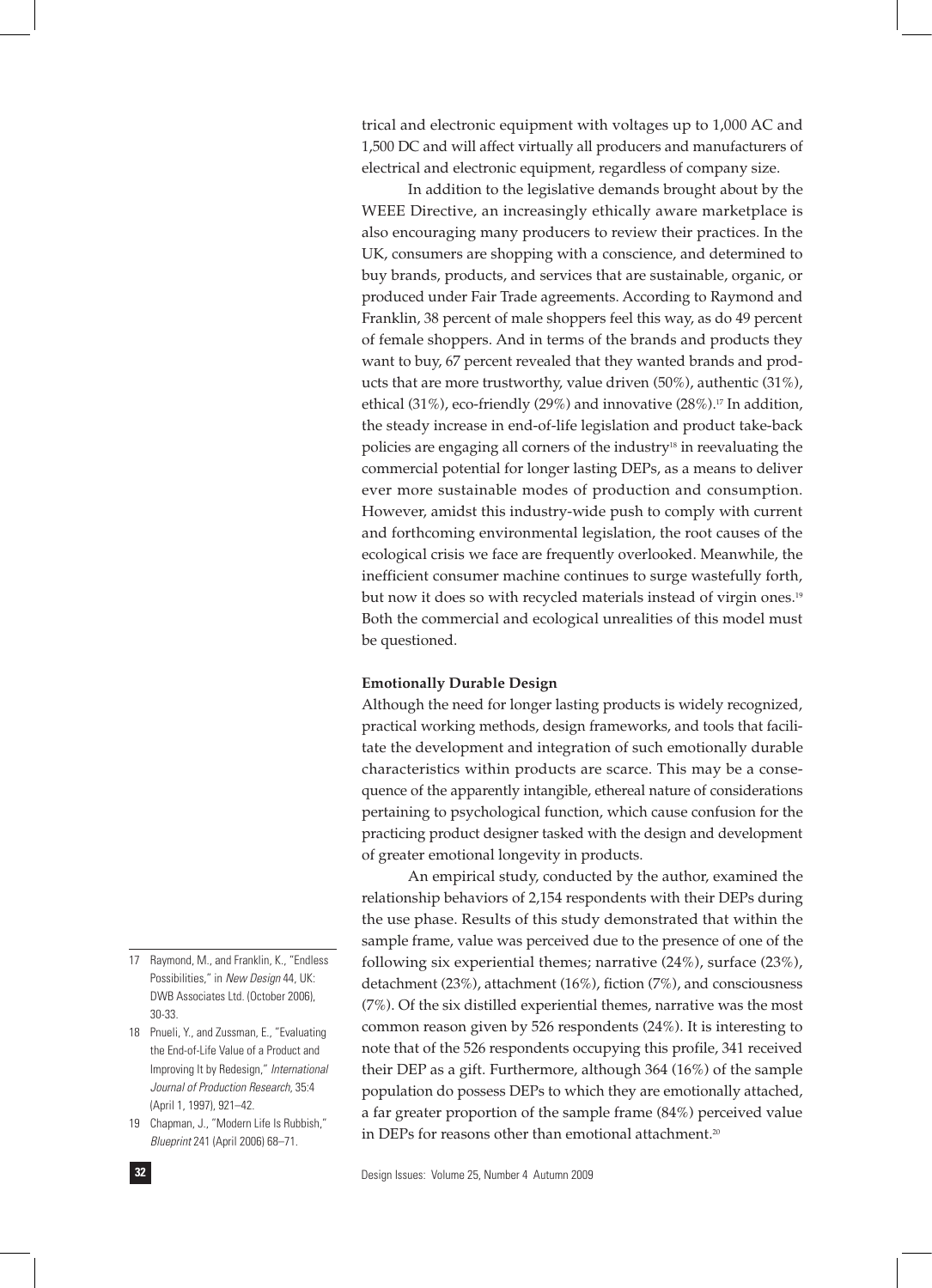trical and electronic equipment with voltages up to 1,000 AC and 1,500 DC and will affect virtually all producers and manufacturers of electrical and electronic equipment, regardless of company size.

In addition to the legislative demands brought about by the WEEE Directive, an increasingly ethically aware marketplace is also encouraging many producers to review their practices. In the UK, consumers are shopping with a conscience, and determined to buy brands, products, and services that are sustainable, organic, or produced under Fair Trade agreements. According to Raymond and Franklin, 38 percent of male shoppers feel this way, as do 49 percent of female shoppers. And in terms of the brands and products they want to buy, 67 percent revealed that they wanted brands and products that are more trustworthy, value driven (50%), authentic (31%), ethical (31%), eco-friendly (29%) and innovative (28%).[17] In addition, the steady increase in end-of-life legislation and product take-back policies are engaging all corners of the industry[18] in reevaluating the commercial potential for longer lasting DEPs, as a means to deliver ever more sustainable modes of production and consumption. However, amidst this industry-wide push to comply with current and forthcoming environmental legislation, the root causes of the ecological crisis we face are frequently overlooked. Meanwhile, the inefficient consumer machine continues to surge wastefully forth, but now it does so with recycled materials instead of virgin ones.[19] Both the commercial and ecological unrealities of this model must be questioned.

**Emotionally Durable Design**

Although the need for longer lasting products is widely recognized, practical working methods, design frameworks, and tools that facilitate the development and integration of such emotionally durable characteristics within products are scarce. This may be a consequence of the apparently intangible, ethereal nature of considerations pertaining to psychological function, which cause confusion for the practicing product designer tasked with the design and development of greater emotional longevity in products.

An empirical study, conducted by the author, examined the relationship behaviors of 2,154 respondents with their DEPs during the use phase. Results of this study demonstrated that within the sample frame, value was perceived due to the presence of one of the following six experiential themes; narrative (24%), surface (23%), detachment (23%), attachment (16%), fiction (7%), and consciousness (7%). Of the six distilled experiential themes, narrative was the most common reason given by 526 respondents (24%). It is interesting to note that of the 526 respondents occupying this profile, 341 received their DEP as a gift. Furthermore, although 364 (16%) of the sample population do possess DEPs to which they are emotionally attached, a far greater proportion of the sample frame (84%) perceived value in DEPs for reasons other than emotional attachment.[20]

17 Raymond, M., and Franklin, K., "Endless Possibilities," in *New Design* 44, UK: DWB Associates Ltd. (October 2006), 30-33.

18 Pnueli, Y., and Zussman, E., "Evaluating the End-of-Life Value of a Product and Improving It by Redesign," *International Journal of Production Research*, 35:4 (April 1, 1997), 921–42.

19 Chapman, J., "Modern Life Is Rubbish," *Blueprint* 241 (April 2006) 68–71.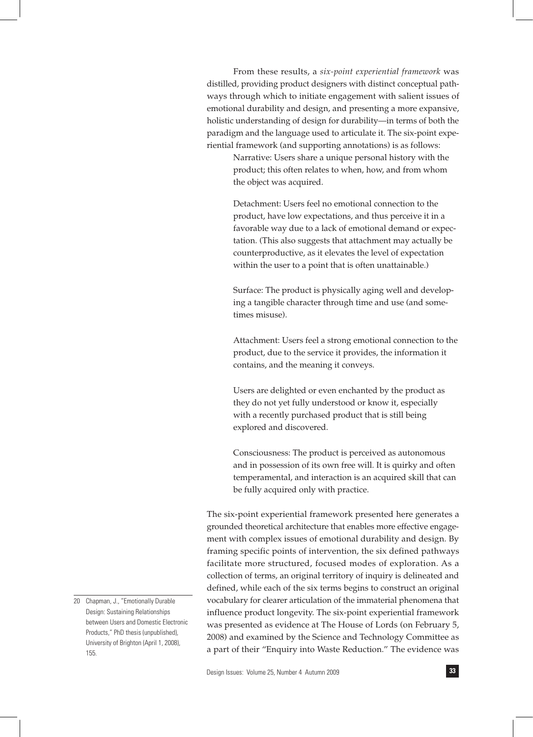From these results, a *six-point experiential framework* was distilled, providing product designers with distinct conceptual pathways through which to initiate engagement with salient issues of emotional durability and design, and presenting a more expansive, holistic understanding of design for durability—in terms of both the paradigm and the language used to articulate it. The six-point experiential framework (and supporting annotations) is as follows:

> Narrative: Users share a unique personal history with the product; this often relates to when, how, and from whom the object was acquired.
>
> Detachment: Users feel no emotional connection to the product, have low expectations, and thus perceive it in a favorable way due to a lack of emotional demand or expectation. (This also suggests that attachment may actually be counterproductive, as it elevates the level of expectation within the user to a point that is often unattainable.)
>
> Surface: The product is physically aging well and developing a tangible character through time and use (and sometimes misuse).
>
> Attachment: Users feel a strong emotional connection to the product, due to the service it provides, the information it contains, and the meaning it conveys.
>
> Users are delighted or even enchanted by the product as they do not yet fully understood or know it, especially with a recently purchased product that is still being explored and discovered.
>
> Consciousness: The product is perceived as autonomous and in possession of its own free will. It is quirky and often temperamental, and interaction is an acquired skill that can be fully acquired only with practice.

The six-point experiential framework presented here generates a grounded theoretical architecture that enables more effective engagement with complex issues of emotional durability and design. By framing specific points of intervention, the six defined pathways facilitate more structured, focused modes of exploration. As a collection of terms, an original territory of inquiry is delineated and defined, while each of the six terms begins to construct an original vocabulary for clearer articulation of the immaterial phenomena that influence product longevity. The six-point experiential framework was presented as evidence at The House of Lords (on February 5, 2008) and examined by the Science and Technology Committee as a part of their "Enquiry into Waste Reduction." The evidence was

20 Chapman, J., "Emotionally Durable Design: Sustaining Relationships between Users and Domestic Electronic Products," PhD thesis (unpublished), University of Brighton (April 1, 2008), 155.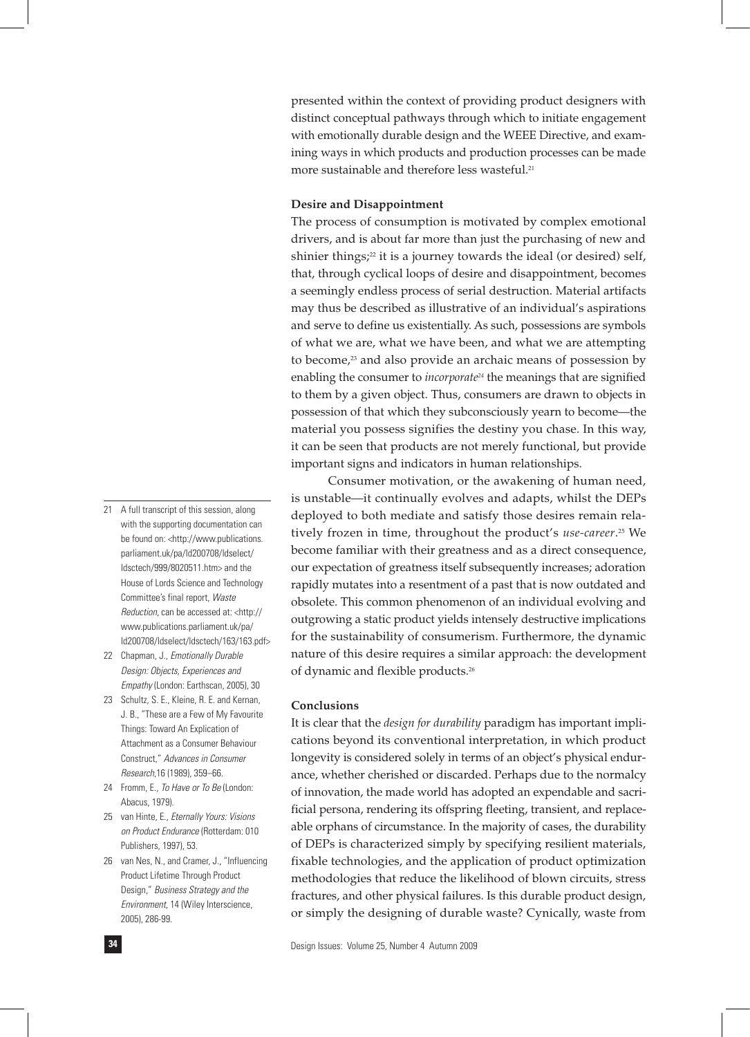presented within the context of providing product designers with distinct conceptual pathways through which to initiate engagement with emotionally durable design and the WEEE Directive, and examining ways in which products and production processes can be made more sustainable and therefore less wasteful.[21]

### Desire and Disappointment

The process of consumption is motivated by complex emotional drivers, and is about far more than just the purchasing of new and shinier things;[22] it is a journey towards the ideal (or desired) self, that, through cyclical loops of desire and disappointment, becomes a seemingly endless process of serial destruction. Material artifacts may thus be described as illustrative of an individual's aspirations and serve to define us existentially. As such, possessions are symbols of what we are, what we have been, and what we are attempting to become,[23] and also provide an archaic means of possession by enabling the consumer to *incorporate*[24] the meanings that are signified to them by a given object. Thus, consumers are drawn to objects in possession of that which they subconsciously yearn to become—the material you possess signifies the destiny you chase. In this way, it can be seen that products are not merely functional, but provide important signs and indicators in human relationships.

Consumer motivation, or the awakening of human need, is unstable—it continually evolves and adapts, whilst the DEPs deployed to both mediate and satisfy those desires remain relatively frozen in time, throughout the product's *use-career*.[25] We become familiar with their greatness and as a direct consequence, our expectation of greatness itself subsequently increases; adoration rapidly mutates into a resentment of a past that is now outdated and obsolete. This common phenomenon of an individual evolving and outgrowing a static product yields intensely destructive implications for the sustainability of consumerism. Furthermore, the dynamic nature of this desire requires a similar approach: the development of dynamic and flexible products.[26]

### Conclusions

It is clear that the *design for durability* paradigm has important implications beyond its conventional interpretation, in which product longevity is considered solely in terms of an object's physical endurance, whether cherished or discarded. Perhaps due to the normalcy of innovation, the made world has adopted an expendable and sacrificial persona, rendering its offspring fleeting, transient, and replaceable orphans of circumstance. In the majority of cases, the durability of DEPs is characterized simply by specifying resilient materials, fixable technologies, and the application of product optimization methodologies that reduce the likelihood of blown circuits, stress fractures, and other physical failures. Is this durable product design, or simply the designing of durable waste? Cynically, waste from

---

21 A full transcript of this session, along with the supporting documentation can be found on: <http://www.publications.parliament.uk/pa/ld200708/ldselect/ldsctech/999/8020511.htm> and the House of Lords Science and Technology Committee's final report, *Waste Reduction*, can be accessed at: <http://www.publications.parliament.uk/pa/ld200708/ldselect/ldsctech/163/163.pdf>

22 Chapman, J., *Emotionally Durable Design: Objects, Experiences and Empathy* (London: Earthscan, 2005), 30

23 Schultz, S. E., Kleine, R. E. and Kernan, J. B., "These are a Few of My Favourite Things: Toward An Explication of Attachment as a Consumer Behaviour Construct," *Advances in Consumer Research*,16 (1989), 359–66.

24 Fromm, E., *To Have or To Be* (London: Abacus, 1979).

25 van Hinte, E., *Eternally Yours: Visions on Product Endurance* (Rotterdam: 010 Publishers, 1997), 53.

26 van Nes, N., and Cramer, J., "Influencing Product Lifetime Through Product Design," *Business Strategy and the Environment*, 14 (Wiley Interscience, 2005), 286-99.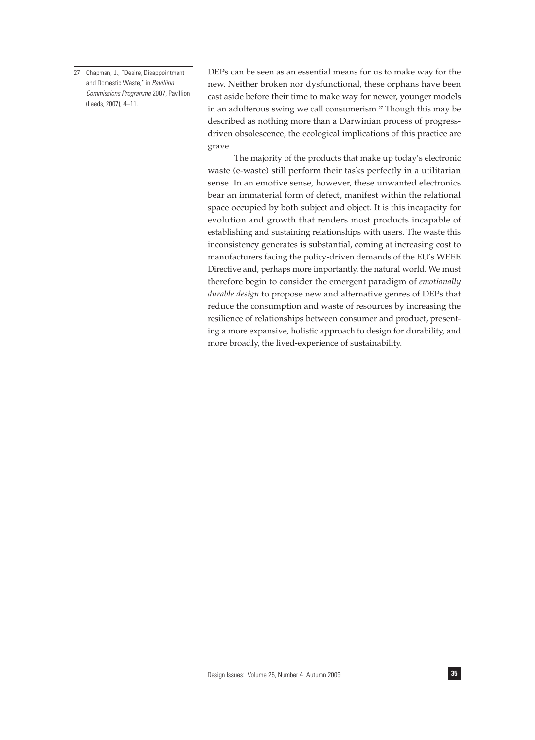DEPs can be seen as an essential means for us to make way for the new. Neither broken nor dysfunctional, these orphans have been cast aside before their time to make way for newer, younger models in an adulterous swing we call consumerism.[27] Though this may be described as nothing more than a Darwinian process of progress-driven obsolescence, the ecological implications of this practice are grave.

The majority of the products that make up today's electronic waste (e-waste) still perform their tasks perfectly in a utilitarian sense. In an emotive sense, however, these unwanted electronics bear an immaterial form of defect, manifest within the relational space occupied by both subject and object. It is this incapacity for evolution and growth that renders most products incapable of establishing and sustaining relationships with users. The waste this inconsistency generates is substantial, coming at increasing cost to manufacturers facing the policy-driven demands of the EU's WEEE Directive and, perhaps more importantly, the natural world. We must therefore begin to consider the emergent paradigm of *emotionally durable design* to propose new and alternative genres of DEPs that reduce the consumption and waste of resources by increasing the resilience of relationships between consumer and product, presenting a more expansive, holistic approach to design for durability, and more broadly, the lived-experience of sustainability.

27 Chapman, J., "Desire, Disappointment and Domestic Waste," in *Pavillion Commissions Programme* 2007, Pavillion (Leeds, 2007), 4–11.